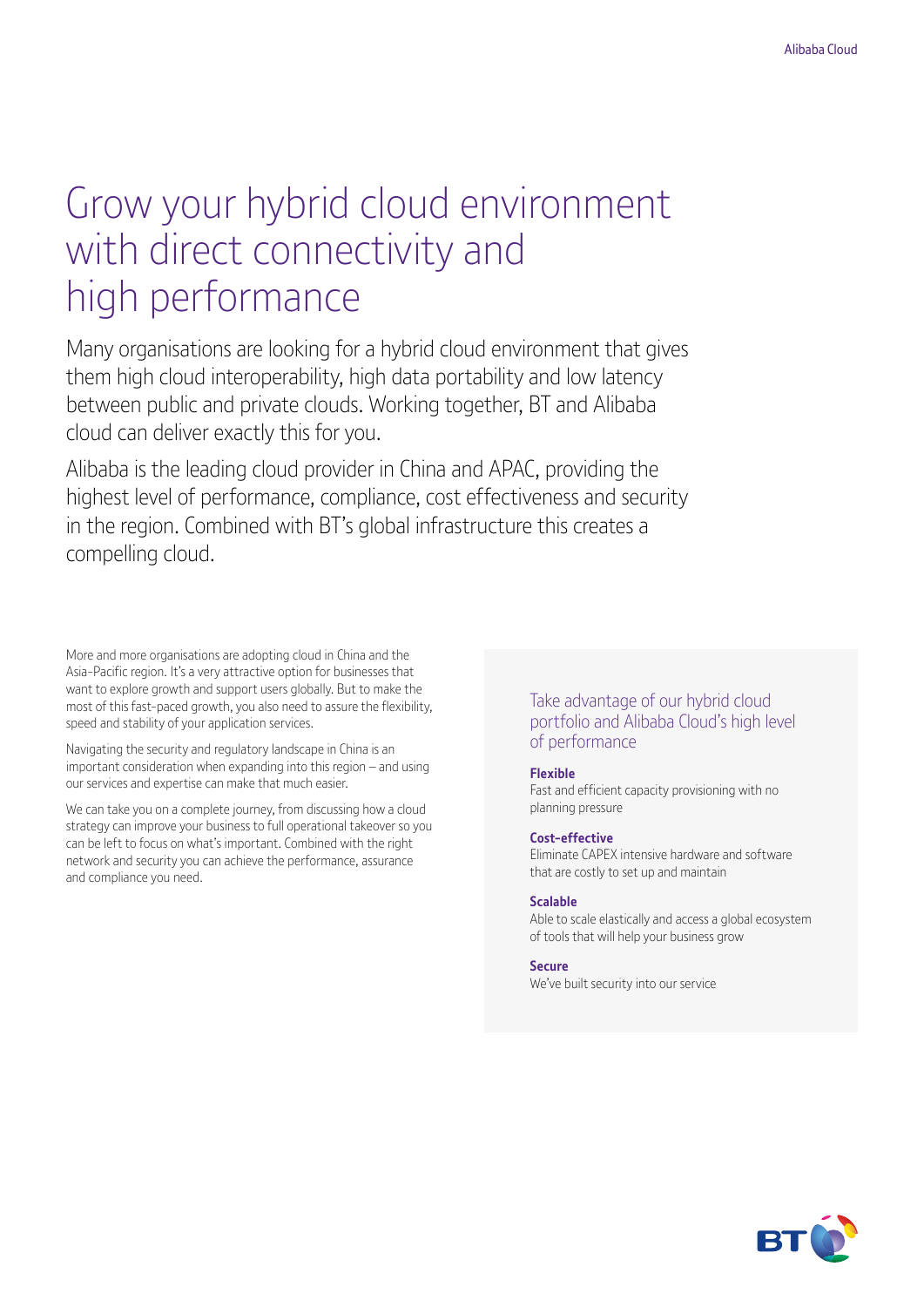# Grow your hybrid cloud environment with direct connectivity and high performance

Many organisations are looking for a hybrid cloud environment that gives them high cloud interoperability, high data portability and low latency between public and private clouds. Working together, BT and Alibaba cloud can deliver exactly this for you.

Alibaba is the leading cloud provider in China and APAC, providing the highest level of performance, compliance, cost effectiveness and security in the region. Combined with BT's global infrastructure this creates a compelling cloud.

More and more organisations are adopting cloud in China and the Asia-Pacific region. It's a very attractive option for businesses that want to explore growth and support users globally. But to make the most of this fast-paced growth, you also need to assure the flexibility, speed and stability of your application services.

Navigating the security and regulatory landscape in China is an important consideration when expanding into this region – and using our services and expertise can make that much easier.

We can take you on a complete journey, from discussing how a cloud strategy can improve your business to full operational takeover so you can be left to focus on what's important. Combined with the right network and security you can achieve the performance, assurance and compliance you need.

### Take advantage of our hybrid cloud portfolio and Alibaba Cloud's high level of performance

**Flexible**
Fast and efficient capacity provisioning with no planning pressure

**Cost-effective**
Eliminate CAPEX intensive hardware and software that are costly to set up and maintain

**Scalable**
Able to scale elastically and access a global ecosystem of tools that will help your business grow

**Secure**
We've built security into our service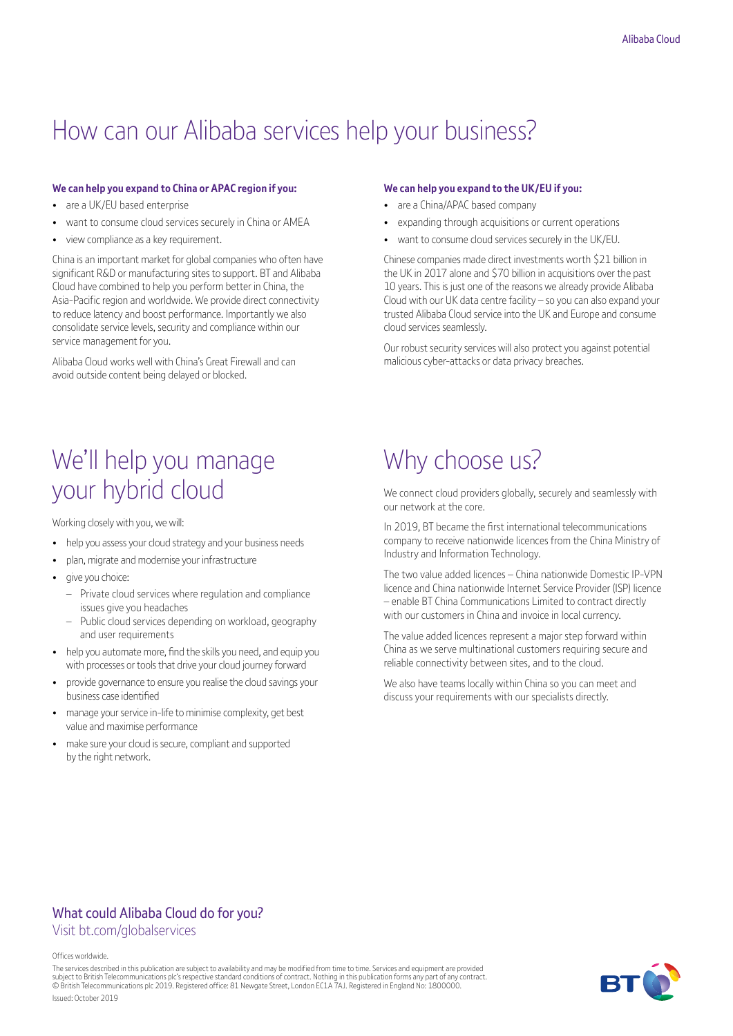# How can our Alibaba services help your business?

**We can help you expand to China or APAC region if you:**

- are a UK/EU based enterprise
- want to consume cloud services securely in China or AMEA
- view compliance as a key requirement.

China is an important market for global companies who often have significant R&D or manufacturing sites to support. BT and Alibaba Cloud have combined to help you perform better in China, the Asia-Pacific region and worldwide. We provide direct connectivity to reduce latency and boost performance. Importantly we also consolidate service levels, security and compliance within our service management for you.

Alibaba Cloud works well with China's Great Firewall and can avoid outside content being delayed or blocked.

**We can help you expand to the UK/EU if you:**

- are a China/APAC based company
- expanding through acquisitions or current operations
- want to consume cloud services securely in the UK/EU.

Chinese companies made direct investments worth $21 billion in the UK in 2017 alone and $70 billion in acquisitions over the past 10 years. This is just one of the reasons we already provide Alibaba Cloud with our UK data centre facility – so you can also expand your trusted Alibaba Cloud service into the UK and Europe and consume cloud services seamlessly.

Our robust security services will also protect you against potential malicious cyber-attacks or data privacy breaches.

# We'll help you manage your hybrid cloud

Working closely with you, we will:

- help you assess your cloud strategy and your business needs
- plan, migrate and modernise your infrastructure
- give you choice:
  - Private cloud services where regulation and compliance issues give you headaches
  - Public cloud services depending on workload, geography and user requirements
- help you automate more, find the skills you need, and equip you with processes or tools that drive your cloud journey forward
- provide governance to ensure you realise the cloud savings your business case identified
- manage your service in-life to minimise complexity, get best value and maximise performance
- make sure your cloud is secure, compliant and supported by the right network.

# Why choose us?

We connect cloud providers globally, securely and seamlessly with our network at the core.

In 2019, BT became the first international telecommunications company to receive nationwide licences from the China Ministry of Industry and Information Technology.

The two value added licences – China nationwide Domestic IP-VPN licence and China nationwide Internet Service Provider (ISP) licence – enable BT China Communications Limited to contract directly with our customers in China and invoice in local currency.

The value added licences represent a major step forward within China as we serve multinational customers requiring secure and reliable connectivity between sites, and to the cloud.

We also have teams locally within China so you can meet and discuss your requirements with our specialists directly.

## What could Alibaba Cloud do for you?

Visit bt.com/globalservices

Offices worldwide.

The services described in this publication are subject to availability and may be modified from time to time. Services and equipment are provided subject to British Telecommunications plc's respective standard conditions of contract. Nothing in this publication forms any part of any contract.
© British Telecommunications plc 2019. Registered office: 81 Newgate Street, London EC1A 7AJ. Registered in England No: 1800000.

Issued: October 2019